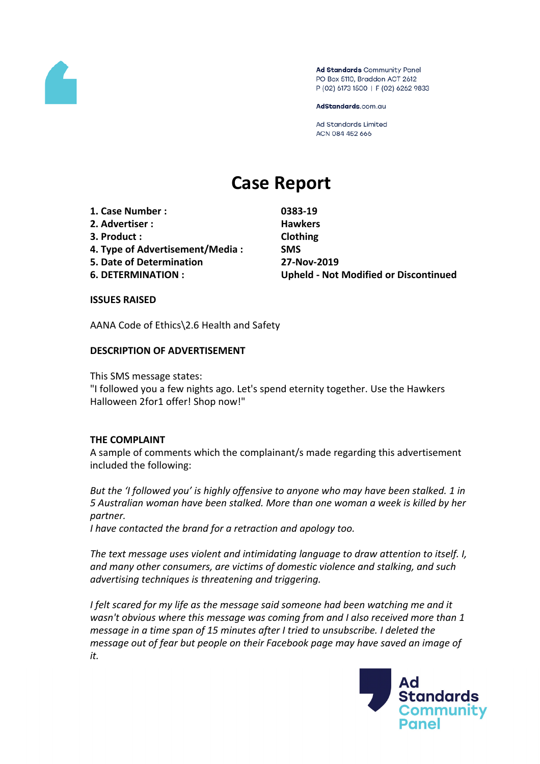Ad Standards Community Panel
PO Box 5110, Braddon ACT 2612
P (02) 6173 1500 | F (02) 6262 9833

AdStandards.com.au

Ad Standards Limited
ACN 084 452 666

# Case Report

| | |
|---|---|
| **1. Case Number :** | **0383-19** |
| **2. Advertiser :** | **Hawkers** |
| **3. Product :** | **Clothing** |
| **4. Type of Advertisement/Media :** | **SMS** |
| **5. Date of Determination** | **27-Nov-2019** |
| **6. DETERMINATION :** | **Upheld - Not Modified or Discontinued** |

**ISSUES RAISED**

AANA Code of Ethics\2.6 Health and Safety

**DESCRIPTION OF ADVERTISEMENT**

This SMS message states:
"I followed you a few nights ago. Let's spend eternity together. Use the Hawkers Halloween 2for1 offer! Shop now!"

**THE COMPLAINT**

A sample of comments which the complainant/s made regarding this advertisement included the following:

*But the 'I followed you' is highly offensive to anyone who may have been stalked. 1 in 5 Australian woman have been stalked. More than one woman a week is killed by her partner.*
*I have contacted the brand for a retraction and apology too.*

*The text message uses violent and intimidating language to draw attention to itself. I, and many other consumers, are victims of domestic violence and stalking, and such advertising techniques is threatening and triggering.*

*I felt scared for my life as the message said someone had been watching me and it wasn't obvious where this message was coming from and I also received more than 1 message in a time span of 15 minutes after I tried to unsubscribe. I deleted the message out of fear but people on their Facebook page may have saved an image of it.*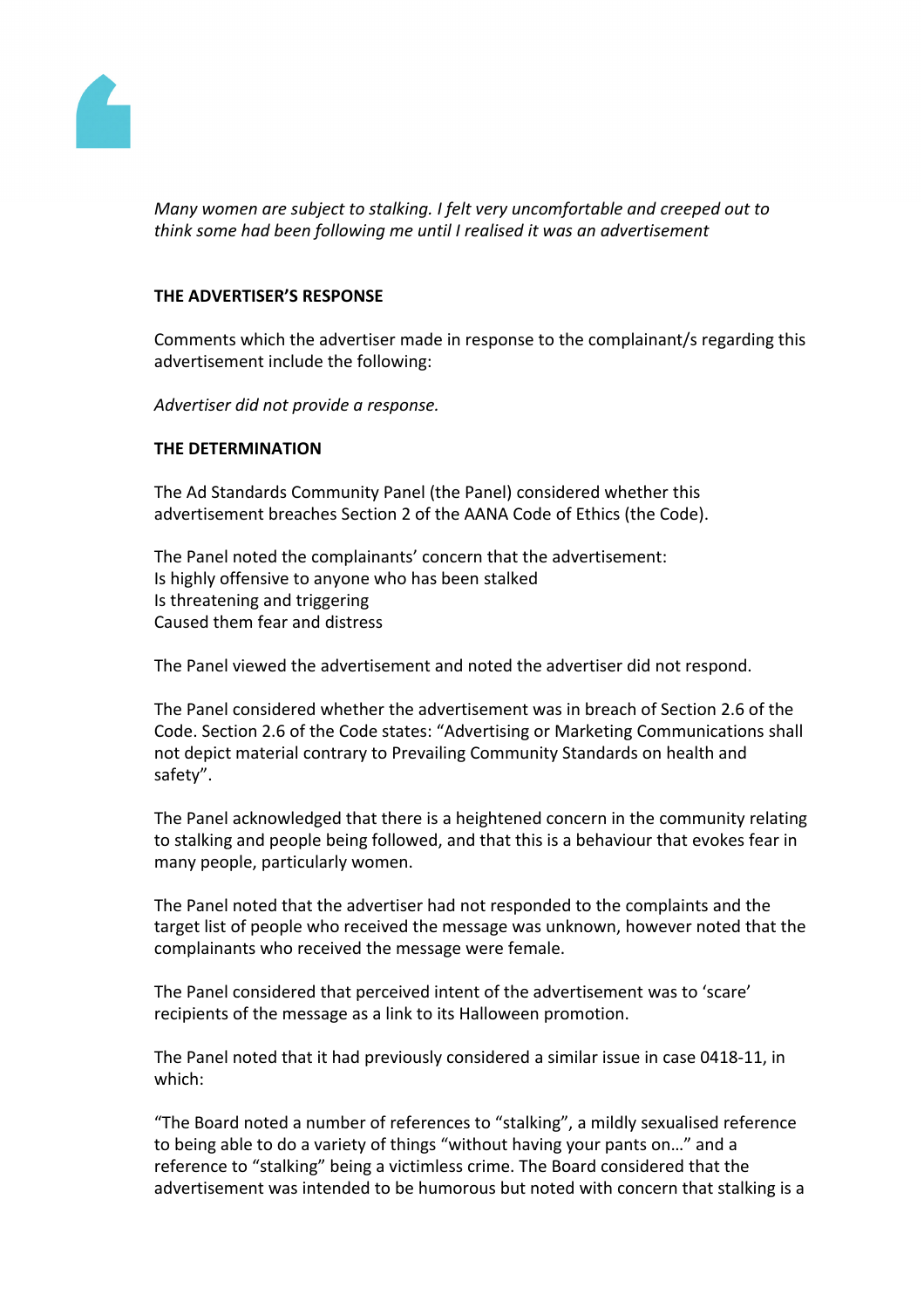*Many women are subject to stalking. I felt very uncomfortable and creeped out to think some had been following me until I realised it was an advertisement*

**THE ADVERTISER'S RESPONSE**

Comments which the advertiser made in response to the complainant/s regarding this advertisement include the following:

*Advertiser did not provide a response.*

**THE DETERMINATION**

The Ad Standards Community Panel (the Panel) considered whether this advertisement breaches Section 2 of the AANA Code of Ethics (the Code).

The Panel noted the complainants' concern that the advertisement:
Is highly offensive to anyone who has been stalked
Is threatening and triggering
Caused them fear and distress

The Panel viewed the advertisement and noted the advertiser did not respond.

The Panel considered whether the advertisement was in breach of Section 2.6 of the Code. Section 2.6 of the Code states: "Advertising or Marketing Communications shall not depict material contrary to Prevailing Community Standards on health and safety".

The Panel acknowledged that there is a heightened concern in the community relating to stalking and people being followed, and that this is a behaviour that evokes fear in many people, particularly women.

The Panel noted that the advertiser had not responded to the complaints and the target list of people who received the message was unknown, however noted that the complainants who received the message were female.

The Panel considered that perceived intent of the advertisement was to 'scare' recipients of the message as a link to its Halloween promotion.

The Panel noted that it had previously considered a similar issue in case 0418-11, in which:

"The Board noted a number of references to "stalking", a mildly sexualised reference to being able to do a variety of things "without having your pants on..." and a reference to "stalking" being a victimless crime. The Board considered that the advertisement was intended to be humorous but noted with concern that stalking is a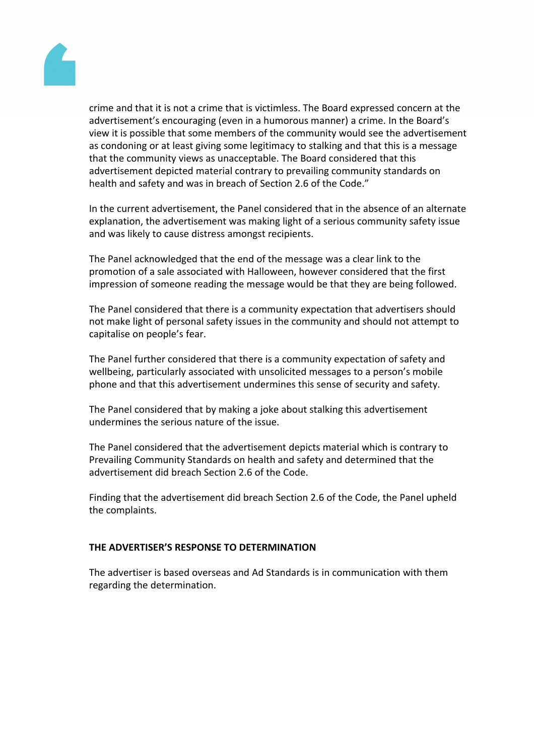crime and that it is not a crime that is victimless. The Board expressed concern at the advertisement's encouraging (even in a humorous manner) a crime. In the Board's view it is possible that some members of the community would see the advertisement as condoning or at least giving some legitimacy to stalking and that this is a message that the community views as unacceptable. The Board considered that this advertisement depicted material contrary to prevailing community standards on health and safety and was in breach of Section 2.6 of the Code."

In the current advertisement, the Panel considered that in the absence of an alternate explanation, the advertisement was making light of a serious community safety issue and was likely to cause distress amongst recipients.

The Panel acknowledged that the end of the message was a clear link to the promotion of a sale associated with Halloween, however considered that the first impression of someone reading the message would be that they are being followed.

The Panel considered that there is a community expectation that advertisers should not make light of personal safety issues in the community and should not attempt to capitalise on people's fear.

The Panel further considered that there is a community expectation of safety and wellbeing, particularly associated with unsolicited messages to a person's mobile phone and that this advertisement undermines this sense of security and safety.

The Panel considered that by making a joke about stalking this advertisement undermines the serious nature of the issue.

The Panel considered that the advertisement depicts material which is contrary to Prevailing Community Standards on health and safety and determined that the advertisement did breach Section 2.6 of the Code.

Finding that the advertisement did breach Section 2.6 of the Code, the Panel upheld the complaints.

**THE ADVERTISER'S RESPONSE TO DETERMINATION**

The advertiser is based overseas and Ad Standards is in communication with them regarding the determination.